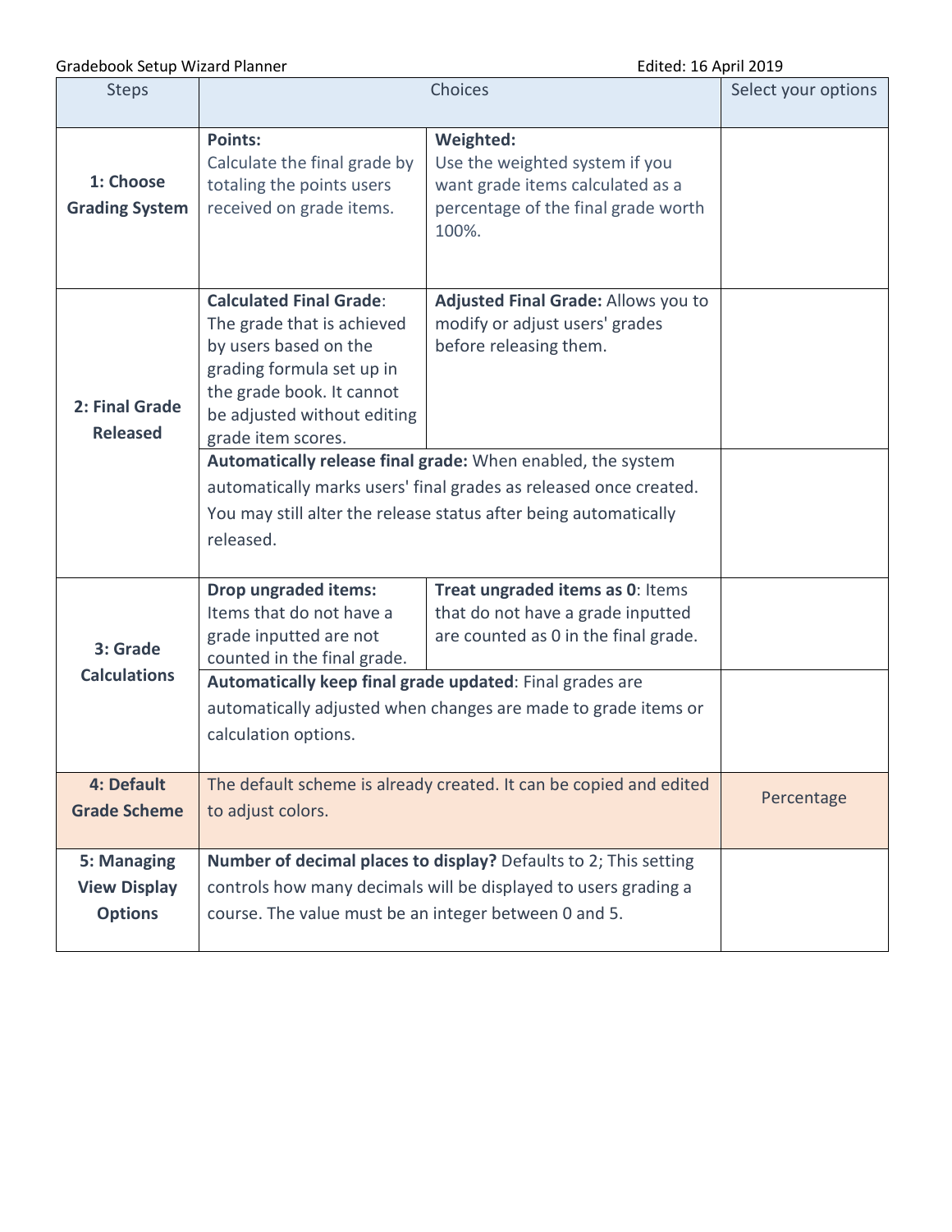Gradebook Setup Wizard Planner

Edited: 16 April 2019

| Steps | Choices | | Select your options |
|---|---|---|---|
| **1: Choose Grading System** | **Points:** Calculate the final grade by totaling the points users received on grade items. | **Weighted:** Use the weighted system if you want grade items calculated as a percentage of the final grade worth 100%. | |
| **2: Final Grade Released** | **Calculated Final Grade**: The grade that is achieved by users based on the grading formula set up in the grade book. It cannot be adjusted without editing grade item scores. | **Adjusted Final Grade:** Allows you to modify or adjust users' grades before releasing them. | |
| | **Automatically release final grade:** When enabled, the system automatically marks users' final grades as released once created. You may still alter the release status after being automatically released. | | |
| **3: Grade Calculations** | **Drop ungraded items:** Items that do not have a grade inputted are not counted in the final grade. | **Treat ungraded items as 0**: Items that do not have a grade inputted are counted as 0 in the final grade. | |
| | **Automatically keep final grade updated**: Final grades are automatically adjusted when changes are made to grade items or calculation options. | | |
| **4: Default Grade Scheme** | The default scheme is already created. It can be copied and edited to adjust colors. | | Percentage |
| **5: Managing View Display Options** | **Number of decimal places to display?** Defaults to 2; This setting controls how many decimals will be displayed to users grading a course. The value must be an integer between 0 and 5. | | |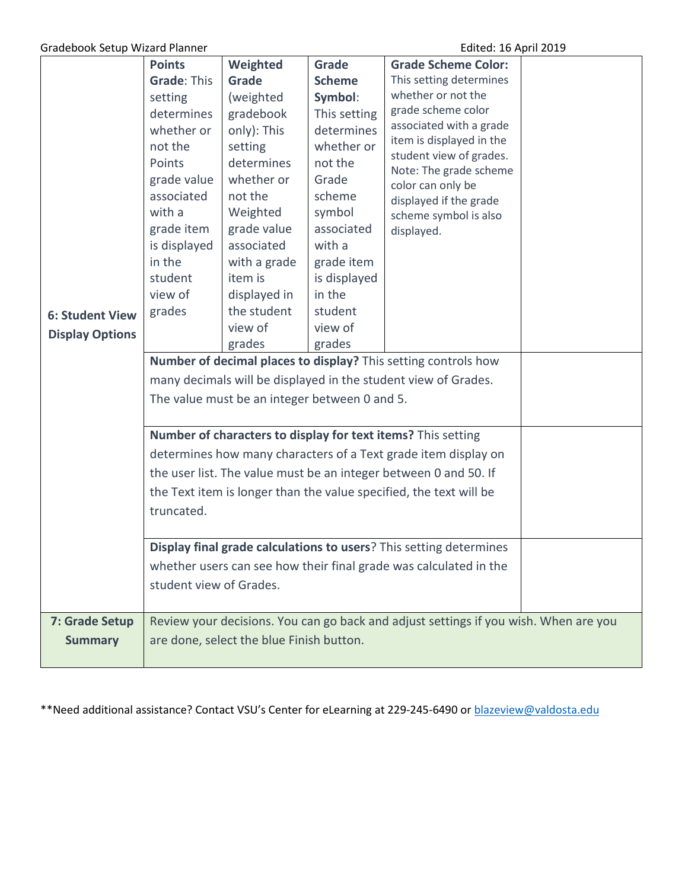| | | | | | |
|---|---|---|---|---|---|
| **6: Student View Display Options** | **Points Grade**: This setting determines whether or not the Points grade value associated with a grade item is displayed in the student view of grades | **Weighted Grade** (weighted gradebook only): This setting determines whether or not the Weighted grade value associated with a grade item is displayed in the student view of grades | **Grade Scheme Symbol**: This setting determines whether or not the Grade scheme symbol associated with a grade item is displayed in the student view of grades | **Grade Scheme Color:** This setting determines whether or not the grade scheme color associated with a grade item is displayed in the student view of grades. Note: The grade scheme color can only be displayed if the grade scheme symbol is also displayed. | |
| | **Number of decimal places to display?** This setting controls how many decimals will be displayed in the student view of Grades. The value must be an integer between 0 and 5. | | | | |
| | **Number of characters to display for text items?** This setting determines how many characters of a Text grade item display on the user list. The value must be an integer between 0 and 50. If the Text item is longer than the value specified, the text will be truncated. | | | | |
| | **Display final grade calculations to users**? This setting determines whether users can see how their final grade was calculated in the student view of Grades. | | | | |
| **7: Grade Setup Summary** | Review your decisions. You can go back and adjust settings if you wish. When are you are done, select the blue Finish button. | | | | |

**Need additional assistance? Contact VSU's Center for eLearning at 229-245-6490 or blazeview@valdosta.edu